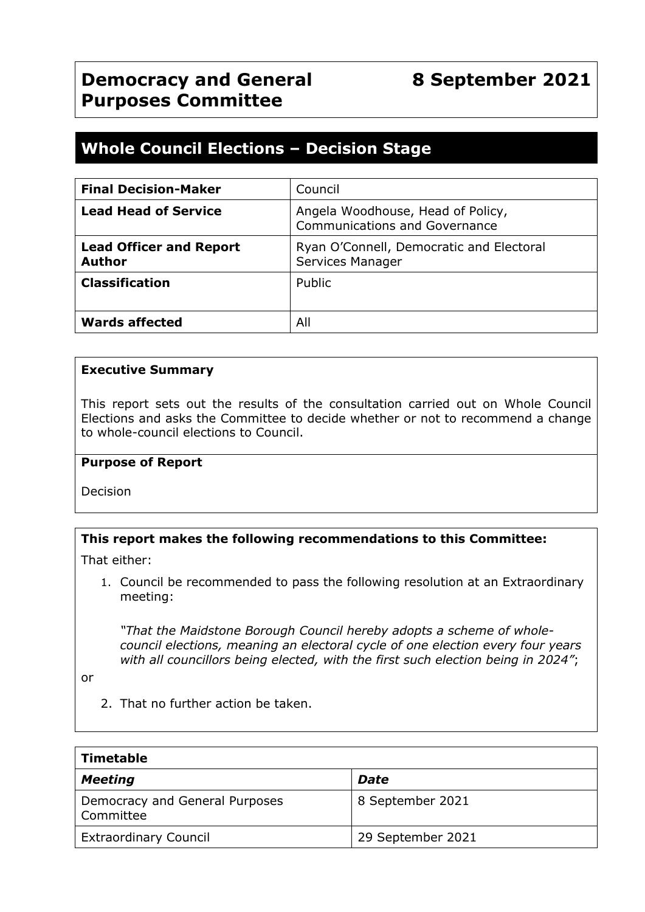# Democracy and General Purposes Committee

**8 September 2021**

## Whole Council Elections – Decision Stage

| | |
|---|---|
| **Final Decision-Maker** | Council |
| **Lead Head of Service** | Angela Woodhouse, Head of Policy, Communications and Governance |
| **Lead Officer and Report Author** | Ryan O'Connell, Democratic and Electoral Services Manager |
| **Classification** | Public |
| **Wards affected** | All |

**Executive Summary**

This report sets out the results of the consultation carried out on Whole Council Elections and asks the Committee to decide whether or not to recommend a change to whole-council elections to Council.

**Purpose of Report**

Decision

**This report makes the following recommendations to this Committee:**

That either:

1. Council be recommended to pass the following resolution at an Extraordinary meeting:

   *"That the Maidstone Borough Council hereby adopts a scheme of whole-council elections, meaning an electoral cycle of one election every four years with all councillors being elected, with the first such election being in 2024"*;

or

2. That no further action be taken.

| **Timetable** | |
|---|---|
| ***Meeting*** | ***Date*** |
| Democracy and General Purposes Committee | 8 September 2021 |
| Extraordinary Council | 29 September 2021 |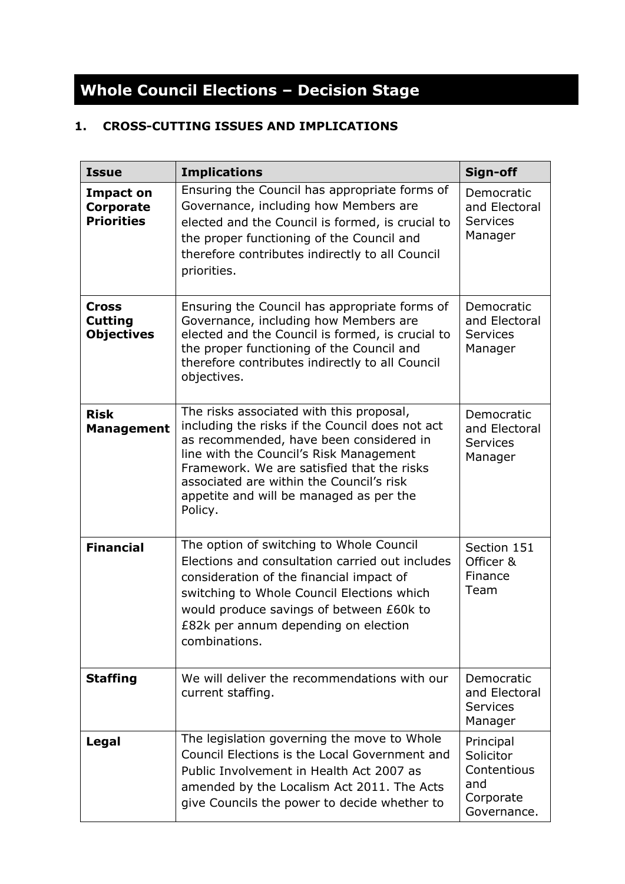# Whole Council Elections – Decision Stage

## 1. CROSS-CUTTING ISSUES AND IMPLICATIONS

| Issue | Implications | Sign-off |
|---|---|---|
| **Impact on Corporate Priorities** | Ensuring the Council has appropriate forms of Governance, including how Members are elected and the Council is formed, is crucial to the proper functioning of the Council and therefore contributes indirectly to all Council priorities. | Democratic and Electoral Services Manager |
| **Cross Cutting Objectives** | Ensuring the Council has appropriate forms of Governance, including how Members are elected and the Council is formed, is crucial to the proper functioning of the Council and therefore contributes indirectly to all Council objectives. | Democratic and Electoral Services Manager |
| **Risk Management** | The risks associated with this proposal, including the risks if the Council does not act as recommended, have been considered in line with the Council's Risk Management Framework. We are satisfied that the risks associated are within the Council's risk appetite and will be managed as per the Policy. | Democratic and Electoral Services Manager |
| **Financial** | The option of switching to Whole Council Elections and consultation carried out includes consideration of the financial impact of switching to Whole Council Elections which would produce savings of between £60k to £82k per annum depending on election combinations. | Section 151 Officer & Finance Team |
| **Staffing** | We will deliver the recommendations with our current staffing. | Democratic and Electoral Services Manager |
| **Legal** | The legislation governing the move to Whole Council Elections is the Local Government and Public Involvement in Health Act 2007 as amended by the Localism Act 2011. The Acts give Councils the power to decide whether to | Principal Solicitor Contentious and Corporate Governance. |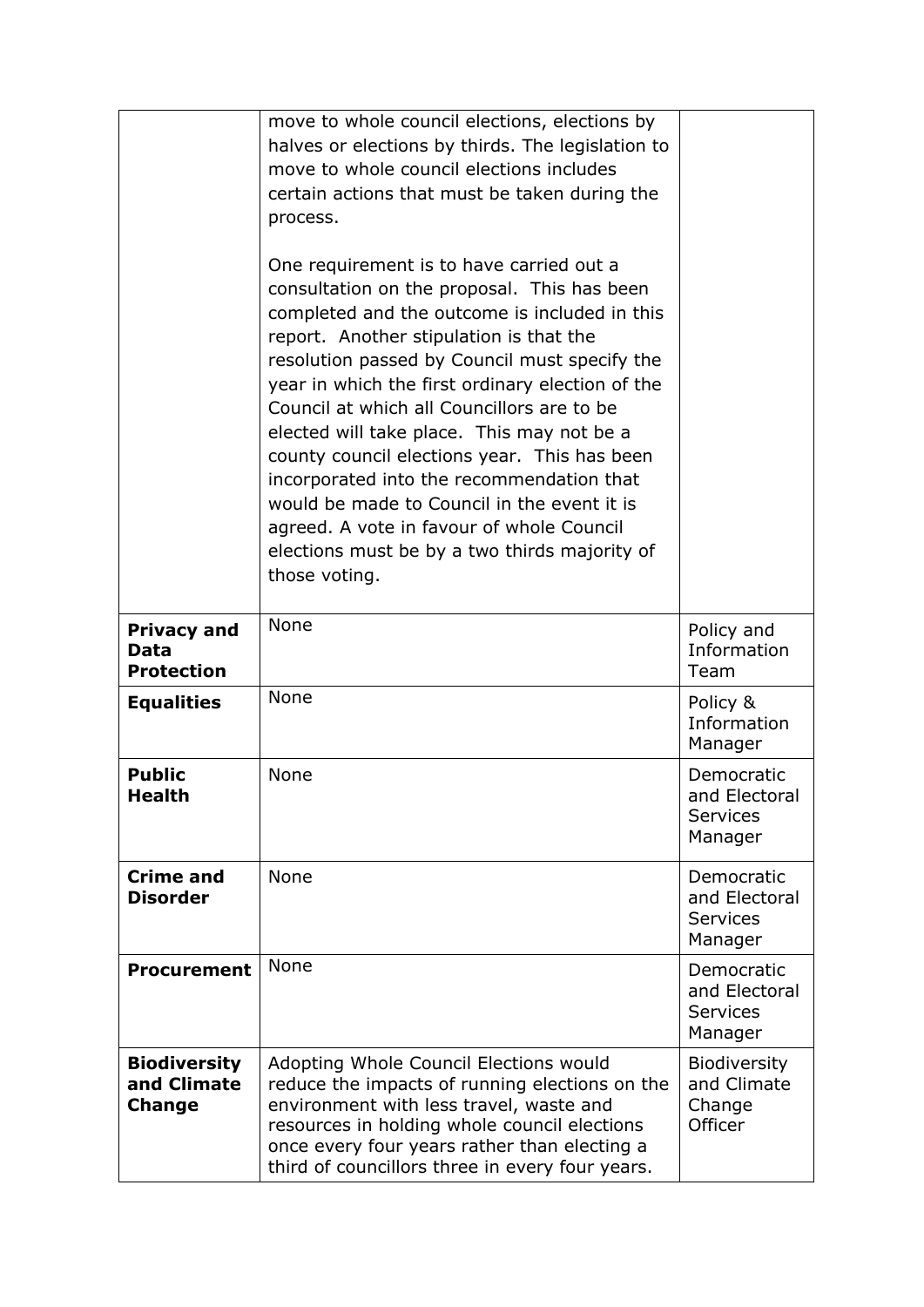| | | |
|---|---|---|
| | move to whole council elections, elections by halves or elections by thirds. The legislation to move to whole council elections includes certain actions that must be taken during the process.<br><br>One requirement is to have carried out a consultation on the proposal. This has been completed and the outcome is included in this report. Another stipulation is that the resolution passed by Council must specify the year in which the first ordinary election of the Council at which all Councillors are to be elected will take place. This may not be a county council elections year. This has been incorporated into the recommendation that would be made to Council in the event it is agreed. A vote in favour of whole Council elections must be by a two thirds majority of those voting. | |
| **Privacy and Data Protection** | None | Policy and Information Team |
| **Equalities** | None | Policy & Information Manager |
| **Public Health** | None | Democratic and Electoral Services Manager |
| **Crime and Disorder** | None | Democratic and Electoral Services Manager |
| **Procurement** | None | Democratic and Electoral Services Manager |
| **Biodiversity and Climate Change** | Adopting Whole Council Elections would reduce the impacts of running elections on the environment with less travel, waste and resources in holding whole council elections once every four years rather than electing a third of councillors three in every four years. | Biodiversity and Climate Change Officer |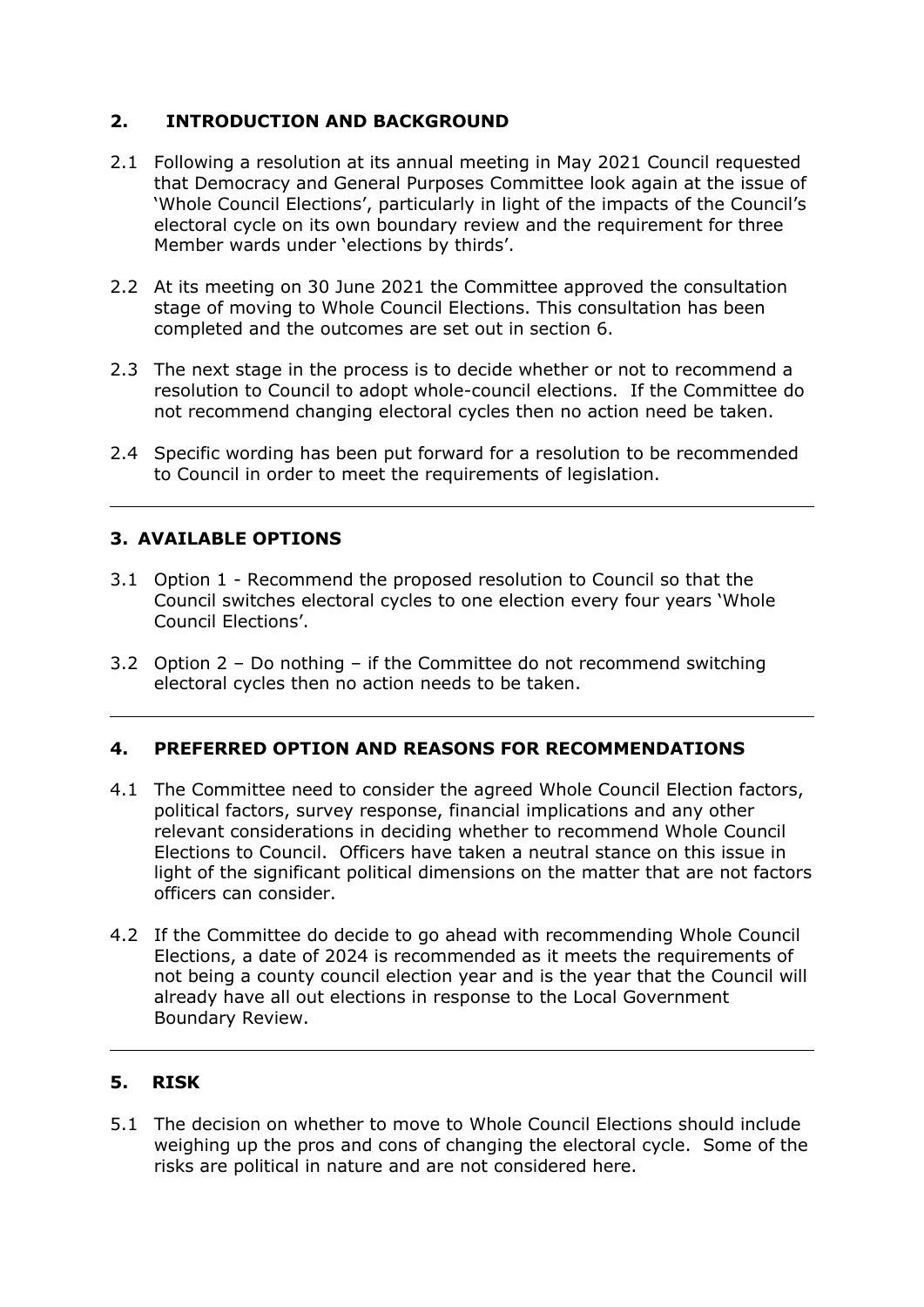## 2. INTRODUCTION AND BACKGROUND

2.1 Following a resolution at its annual meeting in May 2021 Council requested that Democracy and General Purposes Committee look again at the issue of 'Whole Council Elections', particularly in light of the impacts of the Council's electoral cycle on its own boundary review and the requirement for three Member wards under 'elections by thirds'.

2.2 At its meeting on 30 June 2021 the Committee approved the consultation stage of moving to Whole Council Elections. This consultation has been completed and the outcomes are set out in section 6.

2.3 The next stage in the process is to decide whether or not to recommend a resolution to Council to adopt whole-council elections. If the Committee do not recommend changing electoral cycles then no action need be taken.

2.4 Specific wording has been put forward for a resolution to be recommended to Council in order to meet the requirements of legislation.

---

## 3. AVAILABLE OPTIONS

3.1 Option 1 - Recommend the proposed resolution to Council so that the Council switches electoral cycles to one election every four years 'Whole Council Elections'.

3.2 Option 2 – Do nothing – if the Committee do not recommend switching electoral cycles then no action needs to be taken.

---

## 4. PREFERRED OPTION AND REASONS FOR RECOMMENDATIONS

4.1 The Committee need to consider the agreed Whole Council Election factors, political factors, survey response, financial implications and any other relevant considerations in deciding whether to recommend Whole Council Elections to Council. Officers have taken a neutral stance on this issue in light of the significant political dimensions on the matter that are not factors officers can consider.

4.2 If the Committee do decide to go ahead with recommending Whole Council Elections, a date of 2024 is recommended as it meets the requirements of not being a county council election year and is the year that the Council will already have all out elections in response to the Local Government Boundary Review.

---

## 5. RISK

5.1 The decision on whether to move to Whole Council Elections should include weighing up the pros and cons of changing the electoral cycle. Some of the risks are political in nature and are not considered here.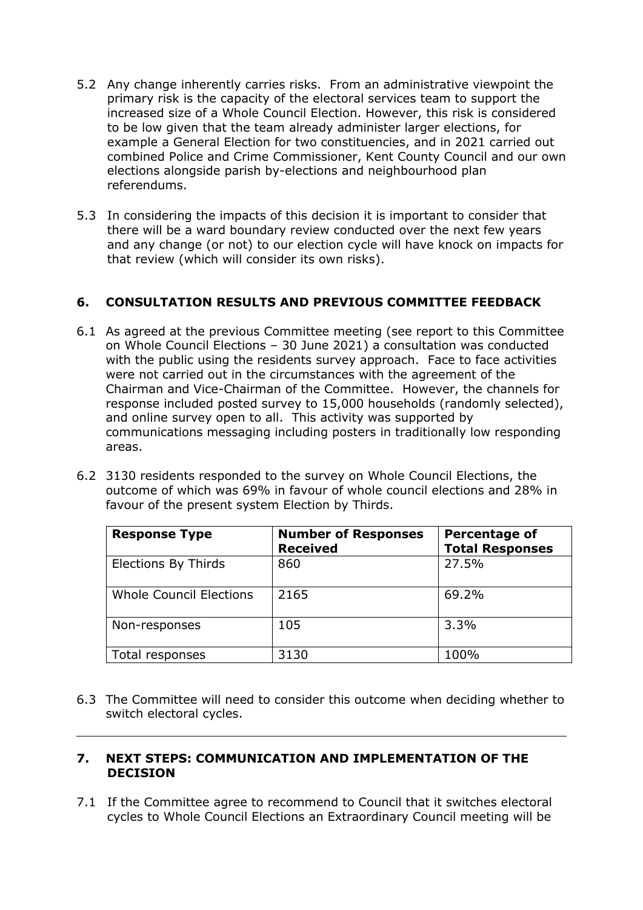5.2 Any change inherently carries risks. From an administrative viewpoint the primary risk is the capacity of the electoral services team to support the increased size of a Whole Council Election. However, this risk is considered to be low given that the team already administer larger elections, for example a General Election for two constituencies, and in 2021 carried out combined Police and Crime Commissioner, Kent County Council and our own elections alongside parish by-elections and neighbourhood plan referendums.

5.3 In considering the impacts of this decision it is important to consider that there will be a ward boundary review conducted over the next few years and any change (or not) to our election cycle will have knock on impacts for that review (which will consider its own risks).

## 6. CONSULTATION RESULTS AND PREVIOUS COMMITTEE FEEDBACK

6.1 As agreed at the previous Committee meeting (see report to this Committee on Whole Council Elections – 30 June 2021) a consultation was conducted with the public using the residents survey approach. Face to face activities were not carried out in the circumstances with the agreement of the Chairman and Vice-Chairman of the Committee. However, the channels for response included posted survey to 15,000 households (randomly selected), and online survey open to all. This activity was supported by communications messaging including posters in traditionally low responding areas.

6.2 3130 residents responded to the survey on Whole Council Elections, the outcome of which was 69% in favour of whole council elections and 28% in favour of the present system Election by Thirds.

| Response Type | Number of Responses Received | Percentage of Total Responses |
| --- | --- | --- |
| Elections By Thirds | 860 | 27.5% |
| Whole Council Elections | 2165 | 69.2% |
| Non-responses | 105 | 3.3% |
| Total responses | 3130 | 100% |

6.3 The Committee will need to consider this outcome when deciding whether to switch electoral cycles.

---

## 7. NEXT STEPS: COMMUNICATION AND IMPLEMENTATION OF THE DECISION

7.1 If the Committee agree to recommend to Council that it switches electoral cycles to Whole Council Elections an Extraordinary Council meeting will be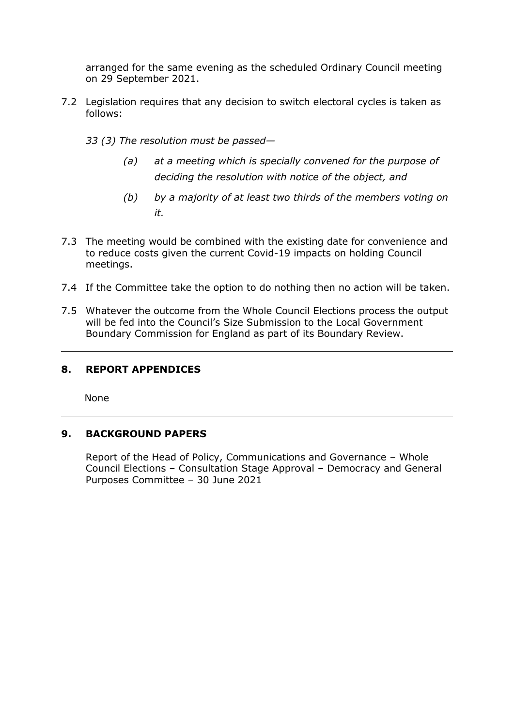arranged for the same evening as the scheduled Ordinary Council meeting on 29 September 2021.

7.2 Legislation requires that any decision to switch electoral cycles is taken as follows:

*33 (3) The resolution must be passed—*

> *(a) at a meeting which is specially convened for the purpose of deciding the resolution with notice of the object, and*
>
> *(b) by a majority of at least two thirds of the members voting on it.*

7.3 The meeting would be combined with the existing date for convenience and to reduce costs given the current Covid-19 impacts on holding Council meetings.

7.4 If the Committee take the option to do nothing then no action will be taken.

7.5 Whatever the outcome from the Whole Council Elections process the output will be fed into the Council's Size Submission to the Local Government Boundary Commission for England as part of its Boundary Review.

---

## 8. REPORT APPENDICES

None

---

## 9. BACKGROUND PAPERS

Report of the Head of Policy, Communications and Governance – Whole Council Elections – Consultation Stage Approval – Democracy and General Purposes Committee – 30 June 2021